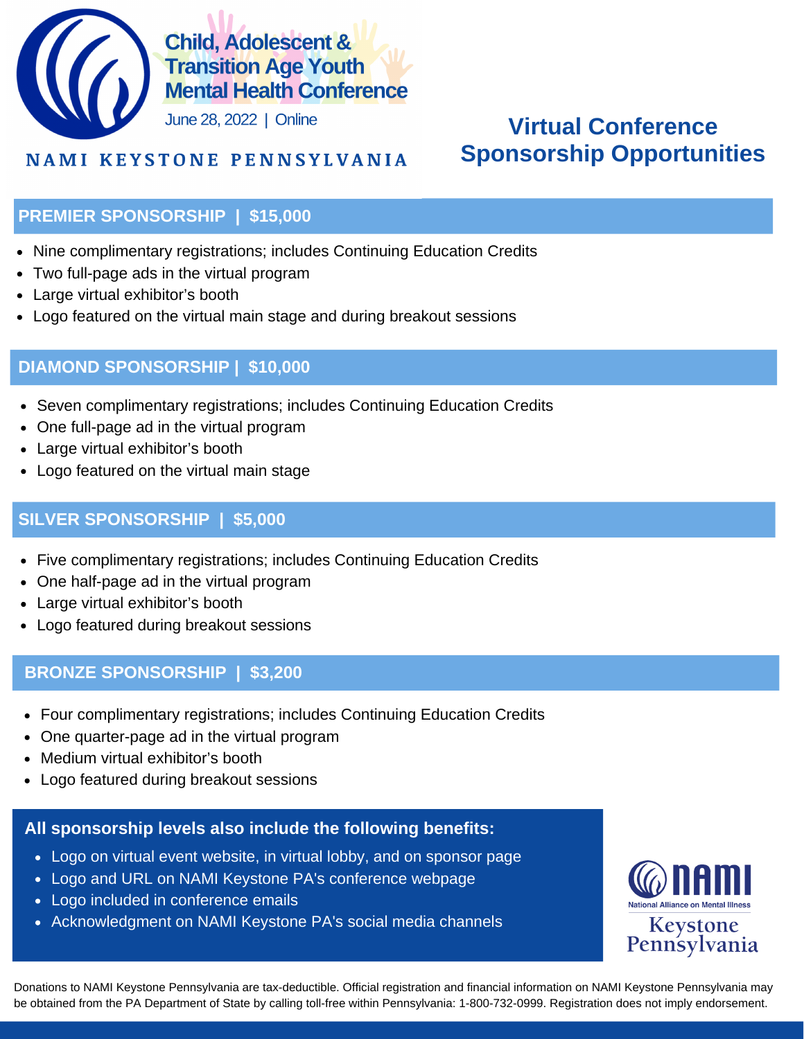# Child, Adolescent & Transition Age Youth Mental Health Conference

June 28, 2022 | Online

NAMI KEYSTONE PENNSYLVANIA

## Virtual Conference Sponsorship Opportunities

### PREMIER SPONSORSHIP | $15,000

- Nine complimentary registrations; includes Continuing Education Credits
- Two full-page ads in the virtual program
- Large virtual exhibitor's booth
- Logo featured on the virtual main stage and during breakout sessions

### DIAMOND SPONSORSHIP | $10,000

- Seven complimentary registrations; includes Continuing Education Credits
- One full-page ad in the virtual program
- Large virtual exhibitor's booth
- Logo featured on the virtual main stage

### SILVER SPONSORSHIP | $5,000

- Five complimentary registrations; includes Continuing Education Credits
- One half-page ad in the virtual program
- Large virtual exhibitor's booth
- Logo featured during breakout sessions

### BRONZE SPONSORSHIP | $3,200

- Four complimentary registrations; includes Continuing Education Credits
- One quarter-page ad in the virtual program
- Medium virtual exhibitor's booth
- Logo featured during breakout sessions

**All sponsorship levels also include the following benefits:**

- Logo on virtual event website, in virtual lobby, and on sponsor page
- Logo and URL on NAMI Keystone PA's conference webpage
- Logo included in conference emails
- Acknowledgment on NAMI Keystone PA's social media channels

NAMI National Alliance on Mental Illness Keystone Pennsylvania

Donations to NAMI Keystone Pennsylvania are tax-deductible. Official registration and financial information on NAMI Keystone Pennsylvania may be obtained from the PA Department of State by calling toll-free within Pennsylvania: 1-800-732-0999. Registration does not imply endorsement.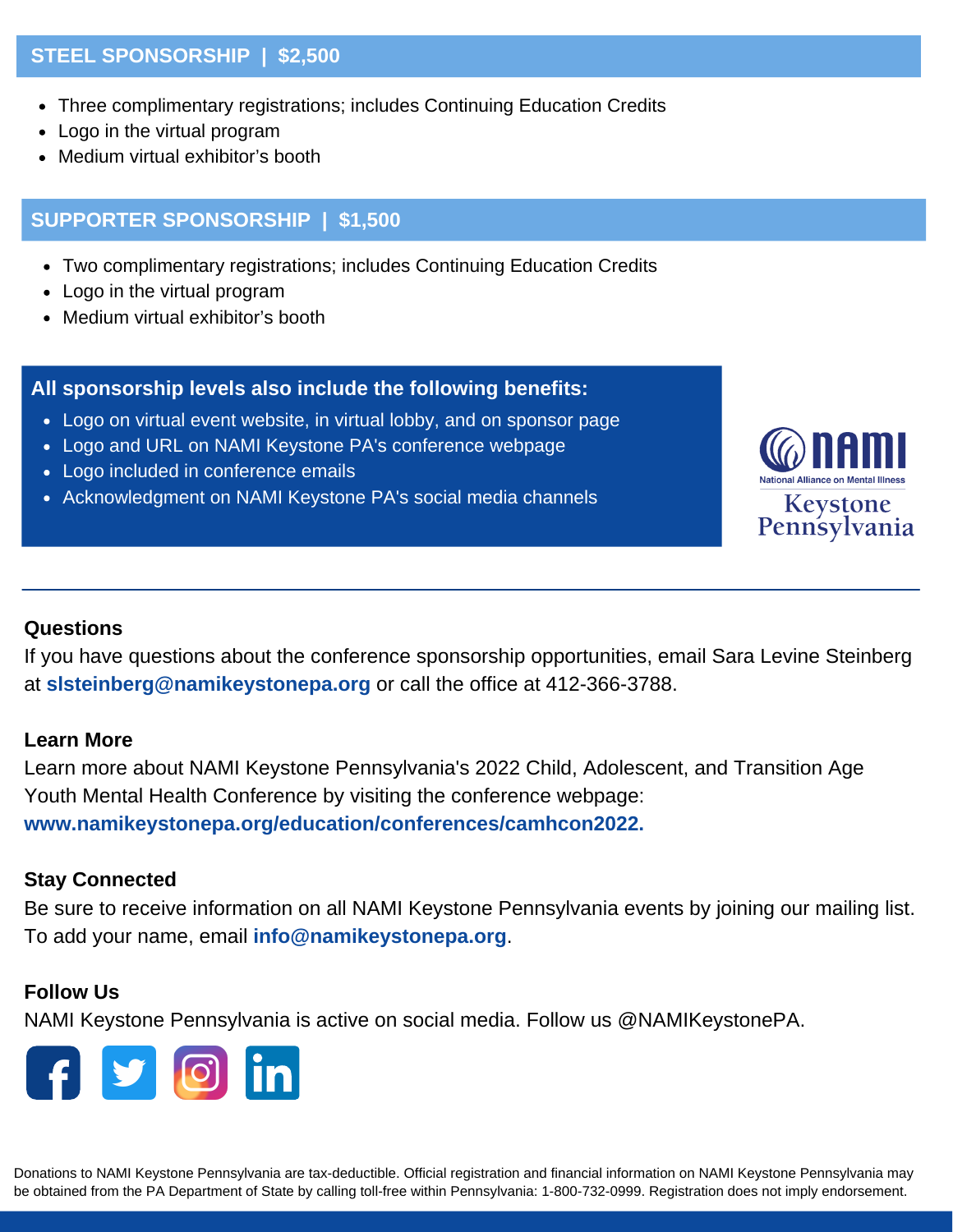## STEEL SPONSORSHIP | $2,500

- Three complimentary registrations; includes Continuing Education Credits
- Logo in the virtual program
- Medium virtual exhibitor's booth

## SUPPORTER SPONSORSHIP | $1,500

- Two complimentary registrations; includes Continuing Education Credits
- Logo in the virtual program
- Medium virtual exhibitor's booth

**All sponsorship levels also include the following benefits:**

- Logo on virtual event website, in virtual lobby, and on sponsor page
- Logo and URL on NAMI Keystone PA's conference webpage
- Logo included in conference emails
- Acknowledgment on NAMI Keystone PA's social media channels

NAMI National Alliance on Mental Illness Keystone Pennsylvania

---

### Questions

If you have questions about the conference sponsorship opportunities, email Sara Levine Steinberg at **slsteinberg@namikeystonepa.org** or call the office at 412-366-3788.

### Learn More

Learn more about NAMI Keystone Pennsylvania's 2022 Child, Adolescent, and Transition Age Youth Mental Health Conference by visiting the conference webpage: **www.namikeystonepa.org/education/conferences/camhcon2022.**

### Stay Connected

Be sure to receive information on all NAMI Keystone Pennsylvania events by joining our mailing list. To add your name, email **info@namikeystonepa.org**.

### Follow Us

NAMI Keystone Pennsylvania is active on social media. Follow us @NAMIKeystonePA.

Donations to NAMI Keystone Pennsylvania are tax-deductible. Official registration and financial information on NAMI Keystone Pennsylvania may be obtained from the PA Department of State by calling toll-free within Pennsylvania: 1-800-732-0999. Registration does not imply endorsement.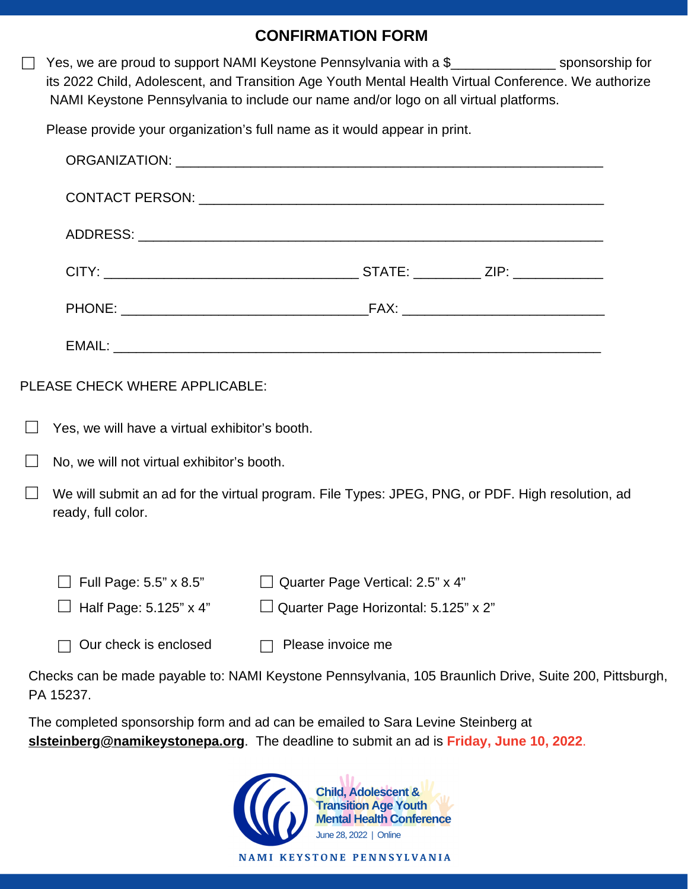## CONFIRMATION FORM

☐ Yes, we are proud to support NAMI Keystone Pennsylvania with a $_____________ sponsorship for its 2022 Child, Adolescent, and Transition Age Youth Mental Health Virtual Conference. We authorize NAMI Keystone Pennsylvania to include our name and/or logo on all virtual platforms.

Please provide your organization's full name as it would appear in print.

ORGANIZATION: ________________________________________________________

CONTACT PERSON: _____________________________________________________

ADDRESS: ____________________________________________________________

CITY: ________________________________ STATE: _________ ZIP: ___________

PHONE: ______________________________FAX: __________________________

EMAIL: ______________________________________________________________

PLEASE CHECK WHERE APPLICABLE:

☐ Yes, we will have a virtual exhibitor's booth.

☐ No, we will not virtual exhibitor's booth.

☐ We will submit an ad for the virtual program. File Types: JPEG, PNG, or PDF. High resolution, ad ready, full color.

☐ Full Page: 5.5" x 8.5"

☐ Half Page: 5.125" x 4"

☐ Quarter Page Vertical: 2.5" x 4"

☐ Quarter Page Horizontal: 5.125" x 2"

☐ Our check is enclosed

☐ Please invoice me

Checks can be made payable to: NAMI Keystone Pennsylvania, 105 Braunlich Drive, Suite 200, Pittsburgh, PA 15237.

The completed sponsorship form and ad can be emailed to Sara Levine Steinberg at **slsteinberg@namikeystonepa.org**. The deadline to submit an ad is **Friday, June 10, 2022**.

Child, Adolescent & Transition Age Youth Mental Health Conference

June 28, 2022 | Online

NAMI KEYSTONE PENNSYLVANIA